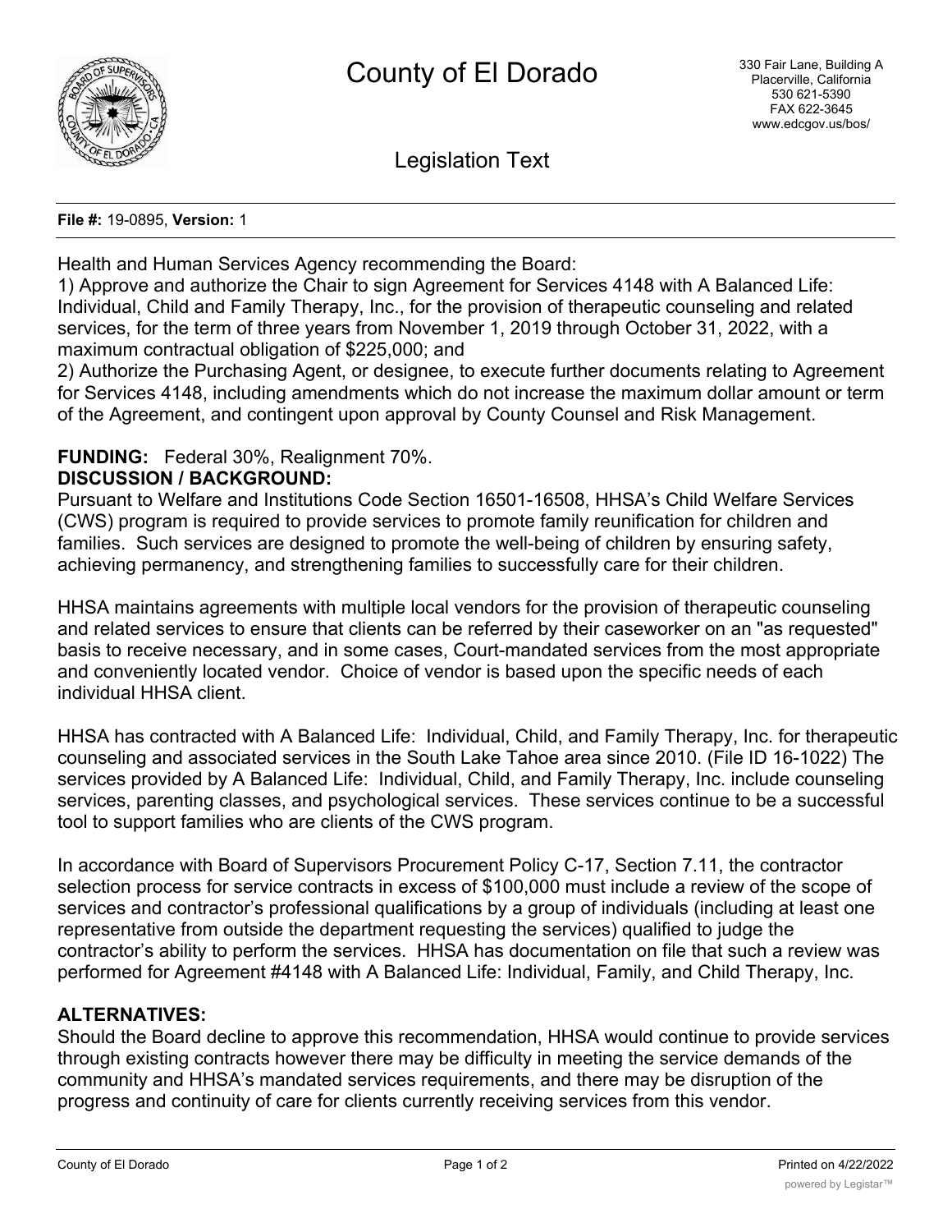# County of El Dorado

330 Fair Lane, Building A
Placerville, California
530 621-5390
FAX 622-3645
www.edcgov.us/bos/

## Legislation Text

**File #:** 19-0895, **Version:** 1

Health and Human Services Agency recommending the Board:
1) Approve and authorize the Chair to sign Agreement for Services 4148 with A Balanced Life: Individual, Child and Family Therapy, Inc., for the provision of therapeutic counseling and related services, for the term of three years from November 1, 2019 through October 31, 2022, with a maximum contractual obligation of $225,000; and
2) Authorize the Purchasing Agent, or designee, to execute further documents relating to Agreement for Services 4148, including amendments which do not increase the maximum dollar amount or term of the Agreement, and contingent upon approval by County Counsel and Risk Management.

**FUNDING:** Federal 30%, Realignment 70%.

**DISCUSSION / BACKGROUND:**

Pursuant to Welfare and Institutions Code Section 16501-16508, HHSA's Child Welfare Services (CWS) program is required to provide services to promote family reunification for children and families. Such services are designed to promote the well-being of children by ensuring safety, achieving permanency, and strengthening families to successfully care for their children.

HHSA maintains agreements with multiple local vendors for the provision of therapeutic counseling and related services to ensure that clients can be referred by their caseworker on an "as requested" basis to receive necessary, and in some cases, Court-mandated services from the most appropriate and conveniently located vendor. Choice of vendor is based upon the specific needs of each individual HHSA client.

HHSA has contracted with A Balanced Life: Individual, Child, and Family Therapy, Inc. for therapeutic counseling and associated services in the South Lake Tahoe area since 2010. (File ID 16-1022) The services provided by A Balanced Life: Individual, Child, and Family Therapy, Inc. include counseling services, parenting classes, and psychological services. These services continue to be a successful tool to support families who are clients of the CWS program.

In accordance with Board of Supervisors Procurement Policy C-17, Section 7.11, the contractor selection process for service contracts in excess of $100,000 must include a review of the scope of services and contractor's professional qualifications by a group of individuals (including at least one representative from outside the department requesting the services) qualified to judge the contractor's ability to perform the services. HHSA has documentation on file that such a review was performed for Agreement #4148 with A Balanced Life: Individual, Family, and Child Therapy, Inc.

**ALTERNATIVES:**

Should the Board decline to approve this recommendation, HHSA would continue to provide services through existing contracts however there may be difficulty in meeting the service demands of the community and HHSA's mandated services requirements, and there may be disruption of the progress and continuity of care for clients currently receiving services from this vendor.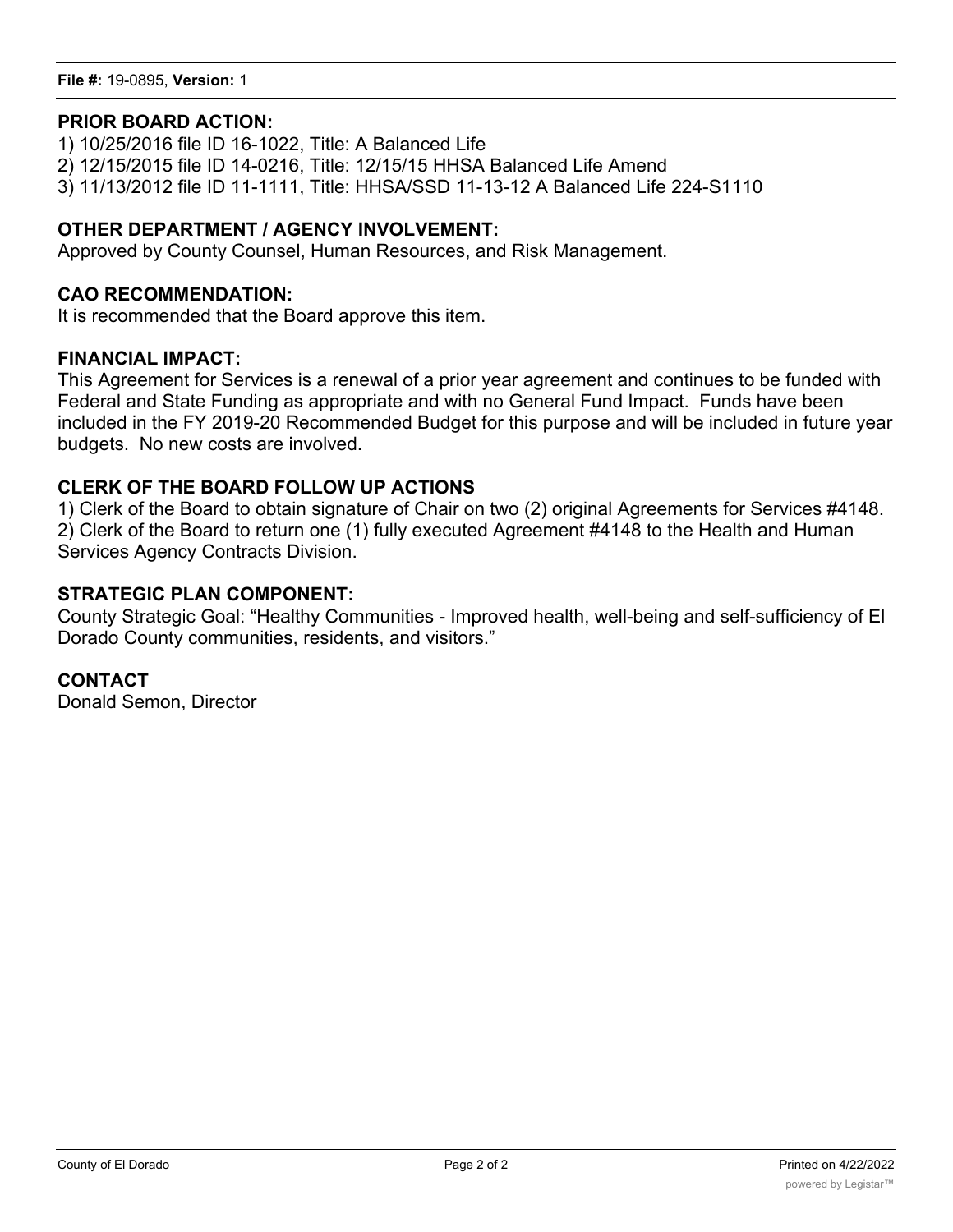## PRIOR BOARD ACTION:

1) 10/25/2016 file ID 16-1022, Title: A Balanced Life
2) 12/15/2015 file ID 14-0216, Title: 12/15/15 HHSA Balanced Life Amend
3) 11/13/2012 file ID 11-1111, Title: HHSA/SSD 11-13-12 A Balanced Life 224-S1110

## OTHER DEPARTMENT / AGENCY INVOLVEMENT:

Approved by County Counsel, Human Resources, and Risk Management.

## CAO RECOMMENDATION:

It is recommended that the Board approve this item.

## FINANCIAL IMPACT:

This Agreement for Services is a renewal of a prior year agreement and continues to be funded with Federal and State Funding as appropriate and with no General Fund Impact. Funds have been included in the FY 2019-20 Recommended Budget for this purpose and will be included in future year budgets. No new costs are involved.

## CLERK OF THE BOARD FOLLOW UP ACTIONS

1) Clerk of the Board to obtain signature of Chair on two (2) original Agreements for Services #4148.
2) Clerk of the Board to return one (1) fully executed Agreement #4148 to the Health and Human Services Agency Contracts Division.

## STRATEGIC PLAN COMPONENT:

County Strategic Goal: “Healthy Communities - Improved health, well-being and self-sufficiency of El Dorado County communities, residents, and visitors.”

## CONTACT

Donald Semon, Director